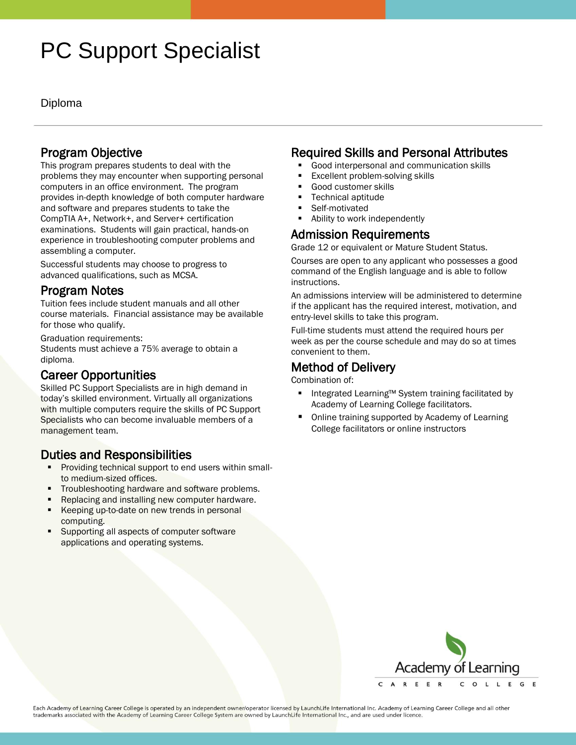# PC Support Specialist

Diploma

## Program Objective

This program prepares students to deal with the problems they may encounter when supporting personal computers in an office environment. The program provides in-depth knowledge of both computer hardware and software and prepares students to take the CompTIA A+, Network+, and Server+ certification examinations. Students will gain practical, hands-on experience in troubleshooting computer problems and assembling a computer.

Successful students may choose to progress to advanced qualifications, such as MCSA.

## Program Notes

Tuition fees include student manuals and all other course materials. Financial assistance may be available for those who qualify.

Graduation requirements:
Students must achieve a 75% average to obtain a diploma.

## Career Opportunities

Skilled PC Support Specialists are in high demand in today's skilled environment. Virtually all organizations with multiple computers require the skills of PC Support Specialists who can become invaluable members of a management team.

## Duties and Responsibilities

- Providing technical support to end users within small- to medium-sized offices.
- Troubleshooting hardware and software problems.
- Replacing and installing new computer hardware.
- Keeping up-to-date on new trends in personal computing.
- Supporting all aspects of computer software applications and operating systems.

## Required Skills and Personal Attributes

- Good interpersonal and communication skills
- Excellent problem-solving skills
- Good customer skills
- Technical aptitude
- Self-motivated
- Ability to work independently

## Admission Requirements

Grade 12 or equivalent or Mature Student Status.

Courses are open to any applicant who possesses a good command of the English language and is able to follow instructions.

An admissions interview will be administered to determine if the applicant has the required interest, motivation, and entry-level skills to take this program.

Full-time students must attend the required hours per week as per the course schedule and may do so at times convenient to them.

## Method of Delivery

Combination of:

- Integrated Learning™ System training facilitated by Academy of Learning College facilitators.
- Online training supported by Academy of Learning College facilitators or online instructors

Academy of Learning
CAREER COLLEGE

Each Academy of Learning Career College is operated by an independent owner/operator licensed by LaunchLife International Inc. Academy of Learning Career College and all other trademarks associated with the Academy of Learning Career College System are owned by LaunchLife International Inc., and are used under licence.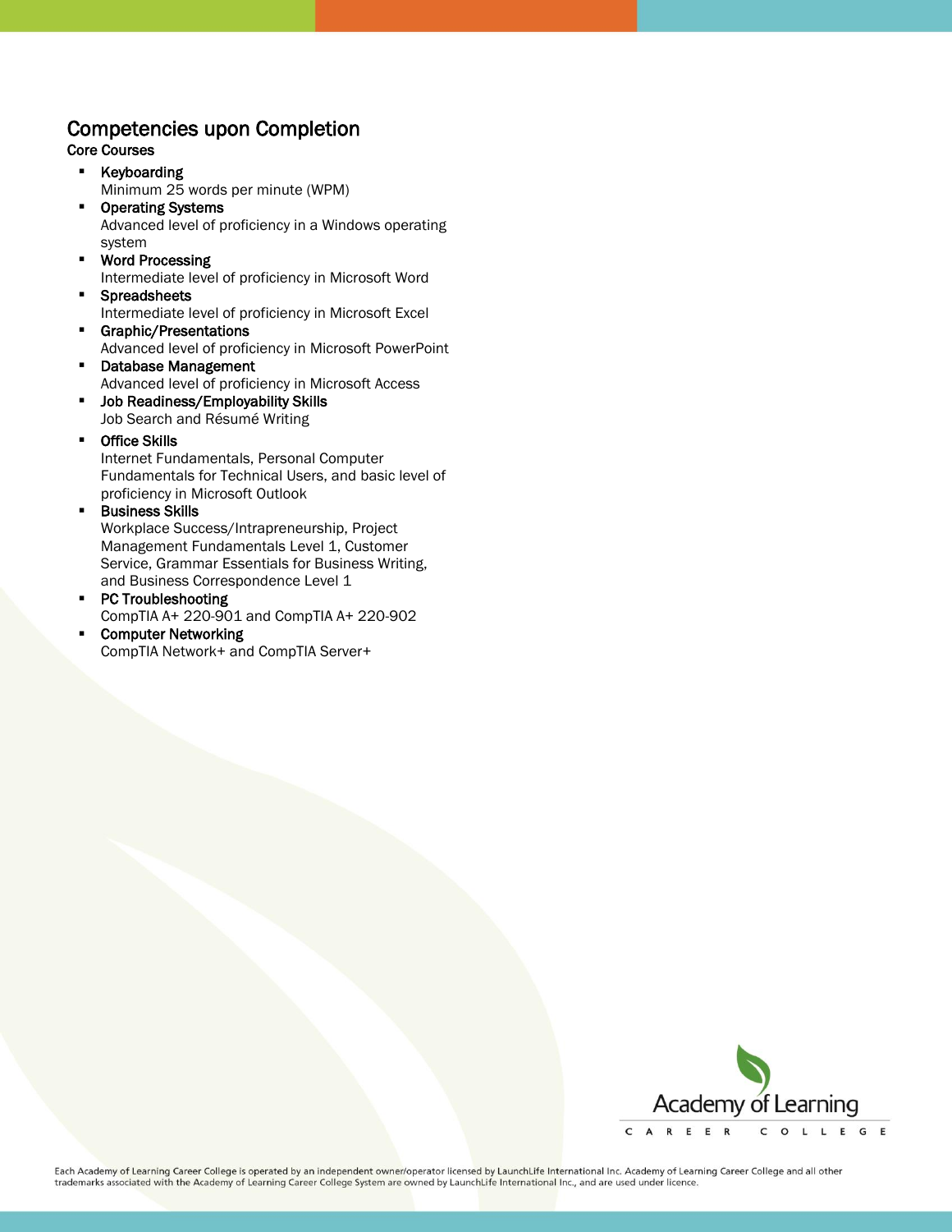## Competencies upon Completion

### Core Courses

- **Keyboarding**
  Minimum 25 words per minute (WPM)
- **Operating Systems**
  Advanced level of proficiency in a Windows operating system
- **Word Processing**
  Intermediate level of proficiency in Microsoft Word
- **Spreadsheets**
  Intermediate level of proficiency in Microsoft Excel
- **Graphic/Presentations**
  Advanced level of proficiency in Microsoft PowerPoint
- **Database Management**
  Advanced level of proficiency in Microsoft Access
- **Job Readiness/Employability Skills**
  Job Search and Résumé Writing
- **Office Skills**
  Internet Fundamentals, Personal Computer Fundamentals for Technical Users, and basic level of proficiency in Microsoft Outlook
- **Business Skills**
  Workplace Success/Intrapreneurship, Project Management Fundamentals Level 1, Customer Service, Grammar Essentials for Business Writing, and Business Correspondence Level 1
- **PC Troubleshooting**
  CompTIA A+ 220-901 and CompTIA A+ 220-902
- **Computer Networking**
  CompTIA Network+ and CompTIA Server+

Academy of Learning
CAREER COLLEGE

Each Academy of Learning Career College is operated by an independent owner/operator licensed by LaunchLife International Inc. Academy of Learning Career College and all other trademarks associated with the Academy of Learning Career College System are owned by LaunchLife International Inc., and are used under licence.